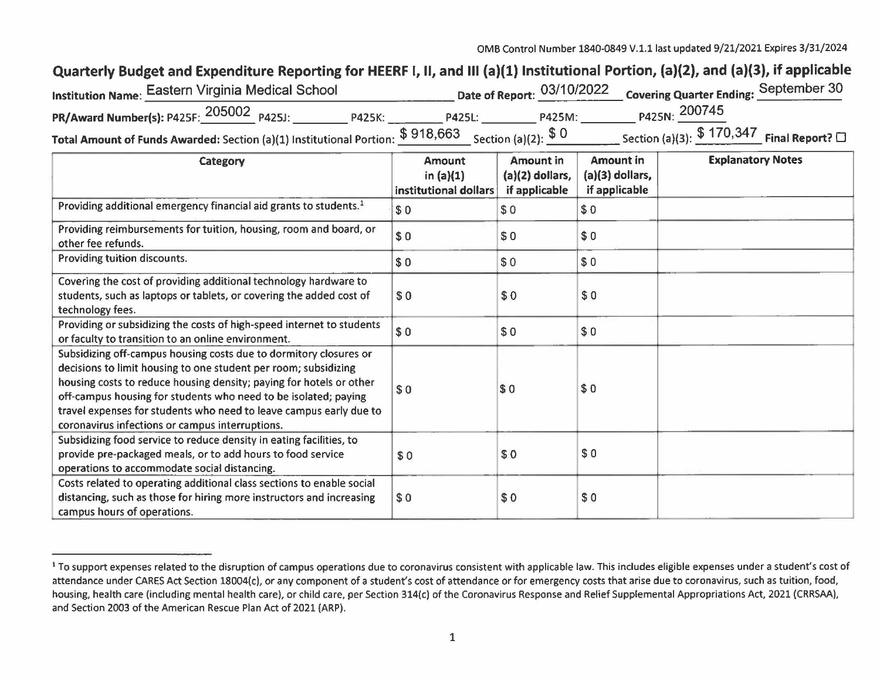OMB Control Number 1840-0849 V.1.1 last updated 9/21/2021 Expires 3/31/2024

## Quarterly Budget and Expenditure Reporting for HEERF I, II, and III (a)(1) Institutional Portion, (a)(2), and (a)(3), if applicable

**Institution Name:** Eastern Virginia Medical School **Date of Report:** 03/10/2022 **Covering Quarter Ending:** September 30

**PR/Award Number(s):** P425F: 205002 P425J: ________ P425K: ________ P425L: ________ P425M: ________ P425N: 200745

**Total Amount of Funds Awarded:** Section (a)(1) Institutional Portion: $ 918,663 Section (a)(2): $ 0 Section (a)(3): $ 170,347 **Final Report?** ☐

| Category | Amount in (a)(1) institutional dollars | Amount in (a)(2) dollars, if applicable | Amount in (a)(3) dollars, if applicable | Explanatory Notes |
|---|---|---|---|---|
| Providing additional emergency financial aid grants to students.[1] | $ 0 | $ 0 | $ 0 | |
| Providing reimbursements for tuition, housing, room and board, or other fee refunds. | $ 0 | $ 0 | $ 0 | |
| Providing tuition discounts. | $ 0 | $ 0 | $ 0 | |
| Covering the cost of providing additional technology hardware to students, such as laptops or tablets, or covering the added cost of technology fees. | $ 0 | $ 0 | $ 0 | |
| Providing or subsidizing the costs of high-speed internet to students or faculty to transition to an online environment. | $ 0 | $ 0 | $ 0 | |
| Subsidizing off-campus housing costs due to dormitory closures or decisions to limit housing to one student per room; subsidizing housing costs to reduce housing density; paying for hotels or other off-campus housing for students who need to be isolated; paying travel expenses for students who need to leave campus early due to coronavirus infections or campus interruptions. | $ 0 | $ 0 | $ 0 | |
| Subsidizing food service to reduce density in eating facilities, to provide pre-packaged meals, or to add hours to food service operations to accommodate social distancing. | $ 0 | $ 0 | $ 0 | |
| Costs related to operating additional class sections to enable social distancing, such as those for hiring more instructors and increasing campus hours of operations. | $ 0 | $ 0 | $ 0 | |

[1] To support expenses related to the disruption of campus operations due to coronavirus consistent with applicable law. This includes eligible expenses under a student's cost of attendance under CARES Act Section 18004(c), or any component of a student's cost of attendance or for emergency costs that arise due to coronavirus, such as tuition, food, housing, health care (including mental health care), or child care, per Section 314(c) of the Coronavirus Response and Relief Supplemental Appropriations Act, 2021 (CRRSAA), and Section 2003 of the American Rescue Plan Act of 2021 (ARP).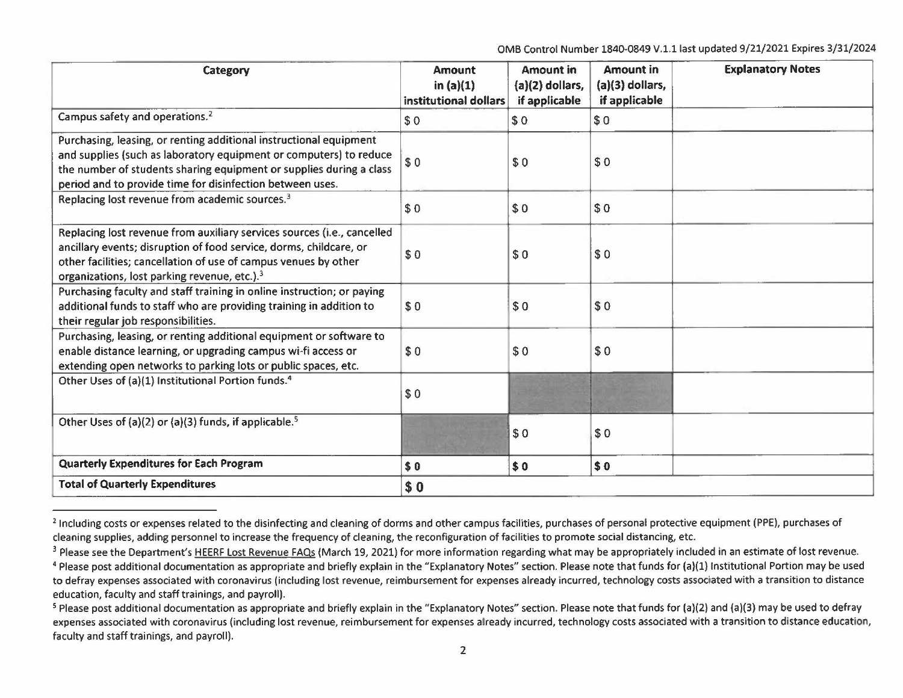OMB Control Number 1840-0849 V.1.1 last updated 9/21/2021 Expires 3/31/2024

| Category | Amount in (a)(1) institutional dollars | Amount in (a)(2) dollars, if applicable | Amount in (a)(3) dollars, if applicable | Explanatory Notes |
|---|---|---|---|---|
| Campus safety and operations.[2] | $ 0 | $ 0 | $ 0 | |
| Purchasing, leasing, or renting additional instructional equipment and supplies (such as laboratory equipment or computers) to reduce the number of students sharing equipment or supplies during a class period and to provide time for disinfection between uses. | $ 0 | $ 0 | $ 0 | |
| Replacing lost revenue from academic sources.[3] | $ 0 | $ 0 | $ 0 | |
| Replacing lost revenue from auxiliary services sources (i.e., cancelled ancillary events; disruption of food service, dorms, childcare, or other facilities; cancellation of use of campus venues by other organizations, lost parking revenue, etc.).[3] | $ 0 | $ 0 | $ 0 | |
| Purchasing faculty and staff training in online instruction; or paying additional funds to staff who are providing training in addition to their regular job responsibilities. | $ 0 | $ 0 | $ 0 | |
| Purchasing, leasing, or renting additional equipment or software to enable distance learning, or upgrading campus wi-fi access or extending open networks to parking lots or public spaces, etc. | $ 0 | $ 0 | $ 0 | |
| Other Uses of (a)(1) Institutional Portion funds.[4] | $ 0 | | | |
| Other Uses of (a)(2) or (a)(3) funds, if applicable.[5] | | $ 0 | $ 0 | |
| **Quarterly Expenditures for Each Program** | **$ 0** | **$ 0** | **$ 0** | |
| **Total of Quarterly Expenditures** | **$ 0** | | | |

[2] Including costs or expenses related to the disinfecting and cleaning of dorms and other campus facilities, purchases of personal protective equipment (PPE), purchases of cleaning supplies, adding personnel to increase the frequency of cleaning, the reconfiguration of facilities to promote social distancing, etc.

[3] Please see the Department's HEERF Lost Revenue FAQs (March 19, 2021) for more information regarding what may be appropriately included in an estimate of lost revenue.

[4] Please post additional documentation as appropriate and briefly explain in the "Explanatory Notes" section. Please note that funds for (a)(1) Institutional Portion may be used to defray expenses associated with coronavirus (including lost revenue, reimbursement for expenses already incurred, technology costs associated with a transition to distance education, faculty and staff trainings, and payroll).

[5] Please post additional documentation as appropriate and briefly explain in the "Explanatory Notes" section. Please note that funds for (a)(2) and (a)(3) may be used to defray expenses associated with coronavirus (including lost revenue, reimbursement for expenses already incurred, technology costs associated with a transition to distance education, faculty and staff trainings, and payroll).